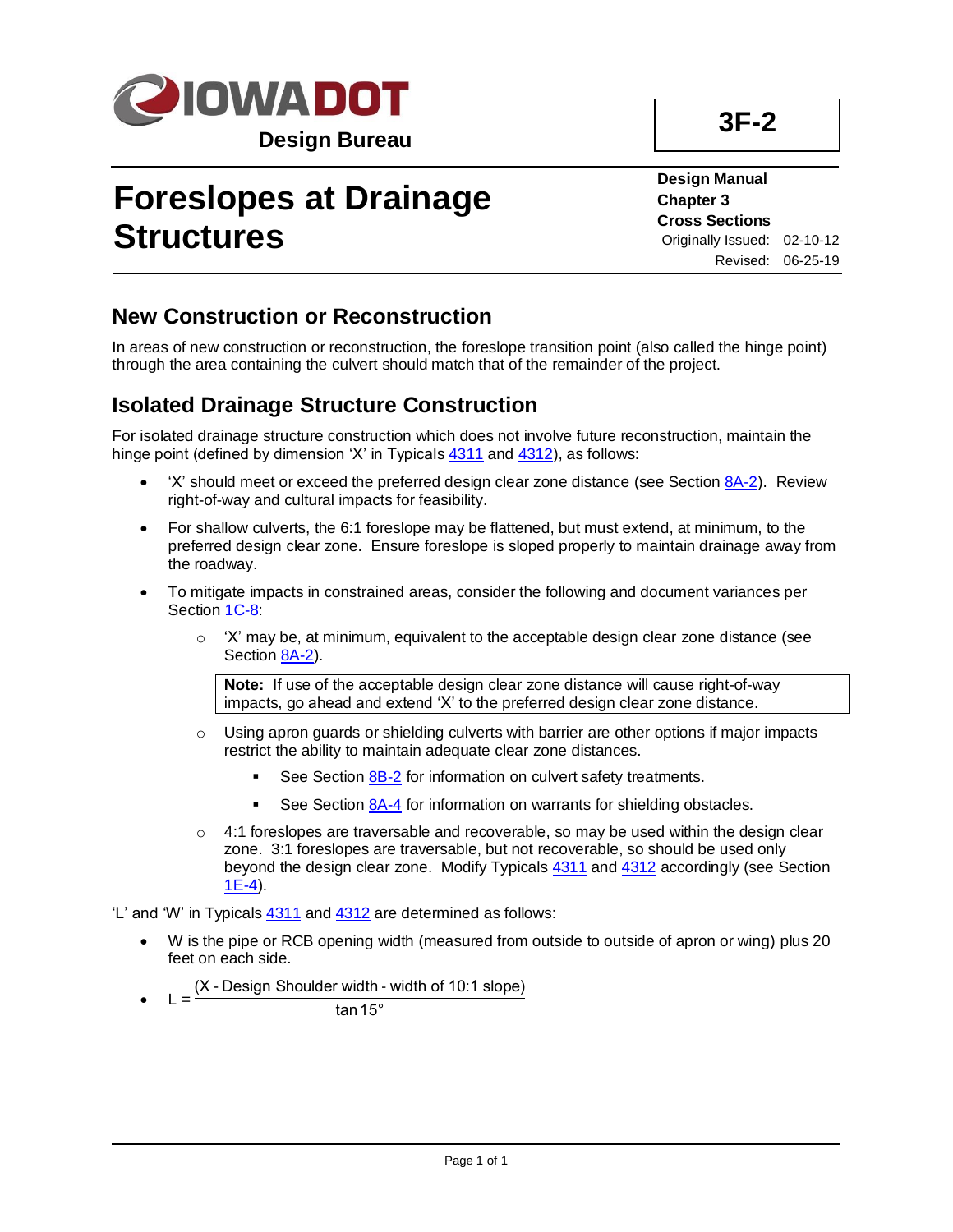IOWA DOT

Design Bureau

**3F-2**

# Foreslopes at Drainage Structures

**Design Manual**
**Chapter 3**
**Cross Sections**
Originally Issued: 02-10-12
Revised: 06-25-19

## New Construction or Reconstruction

In areas of new construction or reconstruction, the foreslope transition point (also called the hinge point) through the area containing the culvert should match that of the remainder of the project.

## Isolated Drainage Structure Construction

For isolated drainage structure construction which does not involve future reconstruction, maintain the hinge point (defined by dimension 'X' in Typicals 4311 and 4312), as follows:

- 'X' should meet or exceed the preferred design clear zone distance (see Section 8A-2). Review right-of-way and cultural impacts for feasibility.
- For shallow culverts, the 6:1 foreslope may be flattened, but must extend, at minimum, to the preferred design clear zone. Ensure foreslope is sloped properly to maintain drainage away from the roadway.
- To mitigate impacts in constrained areas, consider the following and document variances per Section 1C-8:
  - 'X' may be, at minimum, equivalent to the acceptable design clear zone distance (see Section 8A-2).

    > **Note:** If use of the acceptable design clear zone distance will cause right-of-way impacts, go ahead and extend 'X' to the preferred design clear zone distance.

  - Using apron guards or shielding culverts with barrier are other options if major impacts restrict the ability to maintain adequate clear zone distances.
    - See Section 8B-2 for information on culvert safety treatments.
    - See Section 8A-4 for information on warrants for shielding obstacles.
  - 4:1 foreslopes are traversable and recoverable, so may be used within the design clear zone. 3:1 foreslopes are traversable, but not recoverable, so should be used only beyond the design clear zone. Modify Typicals 4311 and 4312 accordingly (see Section 1E-4).

'L' and 'W' in Typicals 4311 and 4312 are determined as follows:

- W is the pipe or RCB opening width (measured from outside to outside of apron or wing) plus 20 feet on each side.
- $L = \dfrac{(\text{X - Design Shoulder width - width of 10:1 slope})}{\tan 15°}$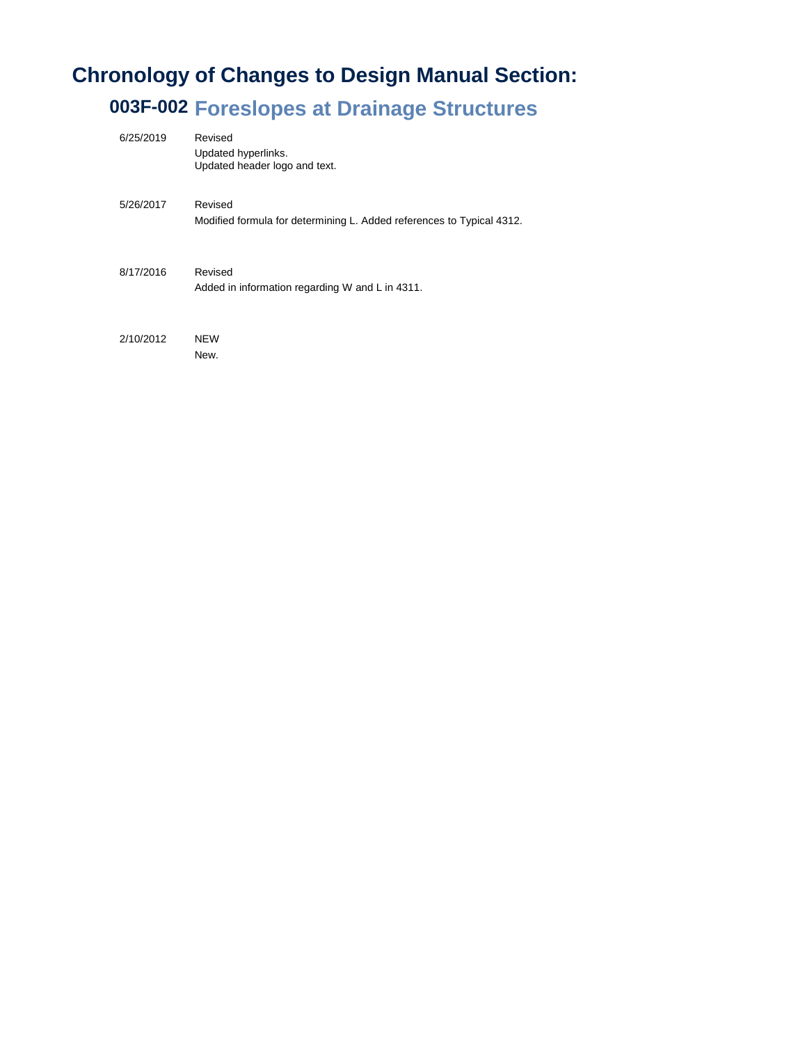# Chronology of Changes to Design Manual Section:

## 003F-002 Foreslopes at Drainage Structures

| | | |
|---|---|---|
| 6/25/2019 | Revised | Updated hyperlinks.<br>Updated header logo and text. |
| 5/26/2017 | Revised | Modified formula for determining L. Added references to Typical 4312. |
| 8/17/2016 | Revised | Added in information regarding W and L in 4311. |
| 2/10/2012 | NEW | New. |